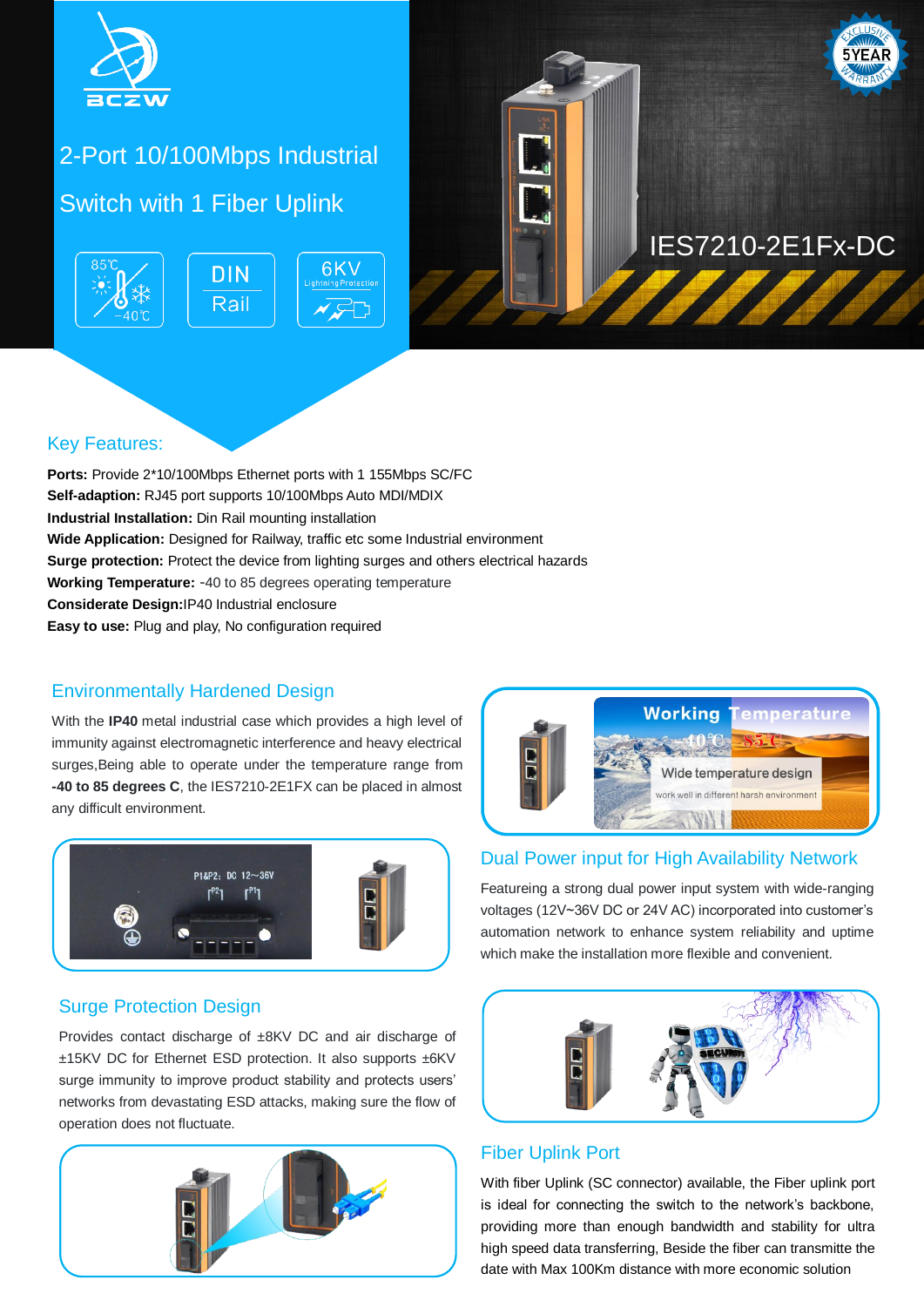BCZW

# 2-Port 10/100Mbps Industrial Switch with 1 Fiber Uplink

85℃ -40℃ | DIN Rail | 6KV Lightning Protection

IES7210-2E1Fx-DC

EXCLUSIVE 5YEAR WARRANTY

## Key Features:

**Ports:** Provide 2*10/100Mbps Ethernet ports with 1 155Mbps SC/FC
**Self-adaption:** RJ45 port supports 10/100Mbps Auto MDI/MDIX
**Industrial Installation:** Din Rail mounting installation
**Wide Application:** Designed for Railway, traffic etc some Industrial environment
**Surge protection:** Protect the device from lighting surges and others electrical hazards
**Working Temperature:** -40 to 85 degrees operating temperature
**Considerate Design:**IP40 Industrial enclosure
**Easy to use:** Plug and play, No configuration required

## Environmentally Hardened Design

With the **IP40** metal industrial case which provides a high level of immunity against electromagnetic interference and heavy electrical surges,Being able to operate under the temperature range from **-40 to 85 degrees C**, the IES7210-2E1FX can be placed in almost any difficult environment.

## Dual Power input for High Availability Network

Featureing a strong dual power input system with wide-ranging voltages (12V~36V DC or 24V AC) incorporated into customer's automation network to enhance system reliability and uptime which make the installation more flexible and convenient.

## Surge Protection Design

Provides contact discharge of ±8KV DC and air discharge of ±15KV DC for Ethernet ESD protection. It also supports ±6KV surge immunity to improve product stability and protects users' networks from devastating ESD attacks, making sure the flow of operation does not fluctuate.

## Fiber Uplink Port

With fiber Uplink (SC connector) available, the Fiber uplink port is ideal for connecting the switch to the network's backbone, providing more than enough bandwidth and stability for ultra high speed data transferring, Beside the fiber can transmitte the date with Max 100Km distance with more economic solution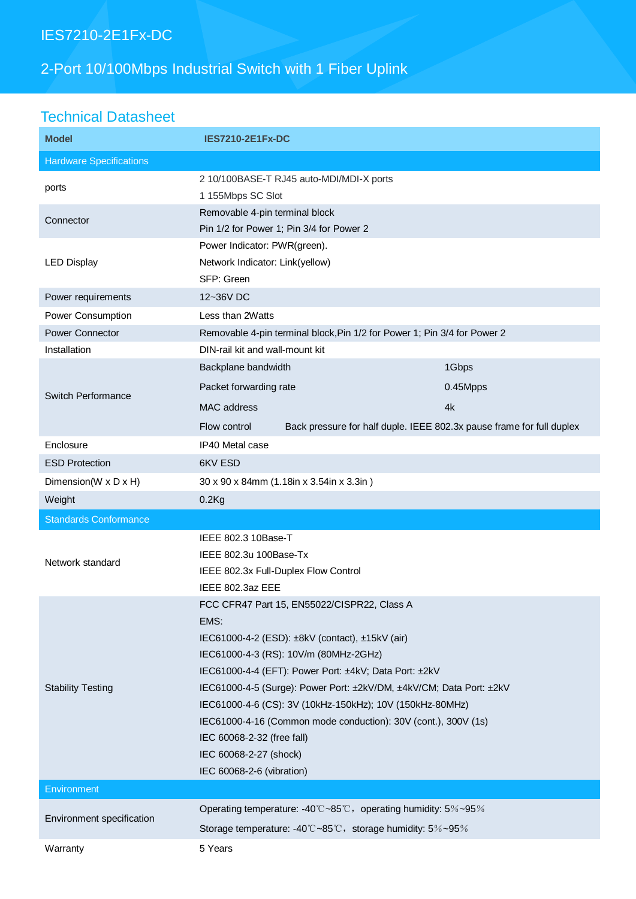# IES7210-2E1Fx-DC

## 2-Port 10/100Mbps Industrial Switch with 1 Fiber Uplink

## Technical Datasheet

| Model | IES7210-2E1Fx-DC |
|---|---|
| **Hardware Specifications** | |
| ports | 2 10/100BASE-T RJ45 auto-MDI/MDI-X ports<br>1 155Mbps SC Slot |
| Connector | Removable 4-pin terminal block<br>Pin 1/2 for Power 1; Pin 3/4 for Power 2 |
| LED Display | Power Indicator: PWR(green).<br>Network Indicator: Link(yellow)<br>SFP: Green |
| Power requirements | 12~36V DC |
| Power Consumption | Less than 2Watts |
| Power Connector | Removable 4-pin terminal block,Pin 1/2 for Power 1; Pin 3/4 for Power 2 |
| Installation | DIN-rail kit and wall-mount kit |
| Switch Performance | Backplane bandwidth: 1Gbps<br>Packet forwarding rate: 0.45Mpps<br>MAC address: 4k<br>Flow control: Back pressure for half duple. IEEE 802.3x pause frame for full duplex |
| Enclosure | IP40 Metal case |
| ESD Protection | 6KV ESD |
| Dimension(W x D x H) | 30 x 90 x 84mm (1.18in x 3.54in x 3.3in ) |
| Weight | 0.2Kg |
| **Standards Conformance** | |
| Network standard | IEEE 802.3 10Base-T<br>IEEE 802.3u 100Base-Tx<br>IEEE 802.3x Full-Duplex Flow Control<br>IEEE 802.3az EEE |
| Stability Testing | FCC CFR47 Part 15, EN55022/CISPR22, Class A<br>EMS:<br>IEC61000-4-2 (ESD): ±8kV (contact), ±15kV (air)<br>IEC61000-4-3 (RS): 10V/m (80MHz-2GHz)<br>IEC61000-4-4 (EFT): Power Port: ±4kV; Data Port: ±2kV<br>IEC61000-4-5 (Surge): Power Port: ±2kV/DM, ±4kV/CM; Data Port: ±2kV<br>IEC61000-4-6 (CS): 3V (10kHz-150kHz); 10V (150kHz-80MHz)<br>IEC61000-4-16 (Common mode conduction): 30V (cont.), 300V (1s)<br>IEC 60068-2-32 (free fall)<br>IEC 60068-2-27 (shock)<br>IEC 60068-2-6 (vibration) |
| **Environment** | |
| Environment specification | Operating temperature: -40℃~85℃，operating humidity: 5％~95％<br>Storage temperature: -40℃~85℃，storage humidity: 5％~95％ |
| Warranty | 5 Years |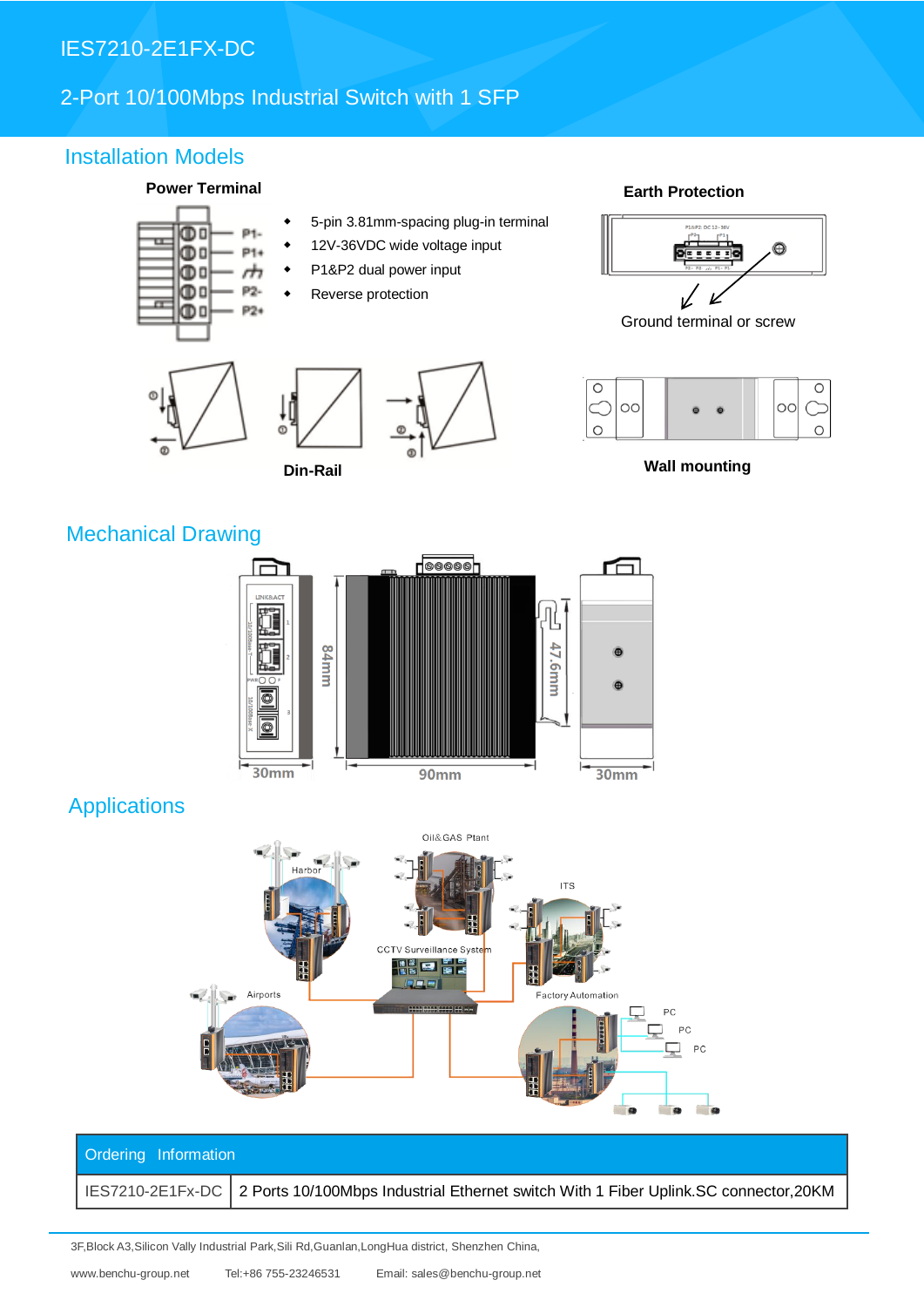IES7210-2E1FX-DC

2-Port 10/100Mbps Industrial Switch with 1 SFP

## Installation Models

**Power Terminal**

- 5-pin 3.81mm-spacing plug-in terminal
- 12V-36VDC wide voltage input
- P1&P2 dual power input
- Reverse protection

**Earth Protection**

Ground terminal or screw

**Din-Rail**

**Wall mounting**

## Mechanical Drawing

30mm

84mm

90mm

47.6mm

30mm

## Applications

Oil&GAS Ptant

Harbor

ITS

CCTV Surveillance System

Airports

Factory Automation

PC

PC

PC

| Ordering Information | |
|---|---|
| IES7210-2E1Fx-DC | 2 Ports 10/100Mbps Industrial Ethernet switch With 1 Fiber Uplink.SC connector,20KM |

3F,Block A3,Silicon Vally Industrial Park,Sili Rd,Guanlan,LongHua district, Shenzhen China,

www.benchu-group.net Tel:+86 755-23246531 Email: sales@benchu-group.net